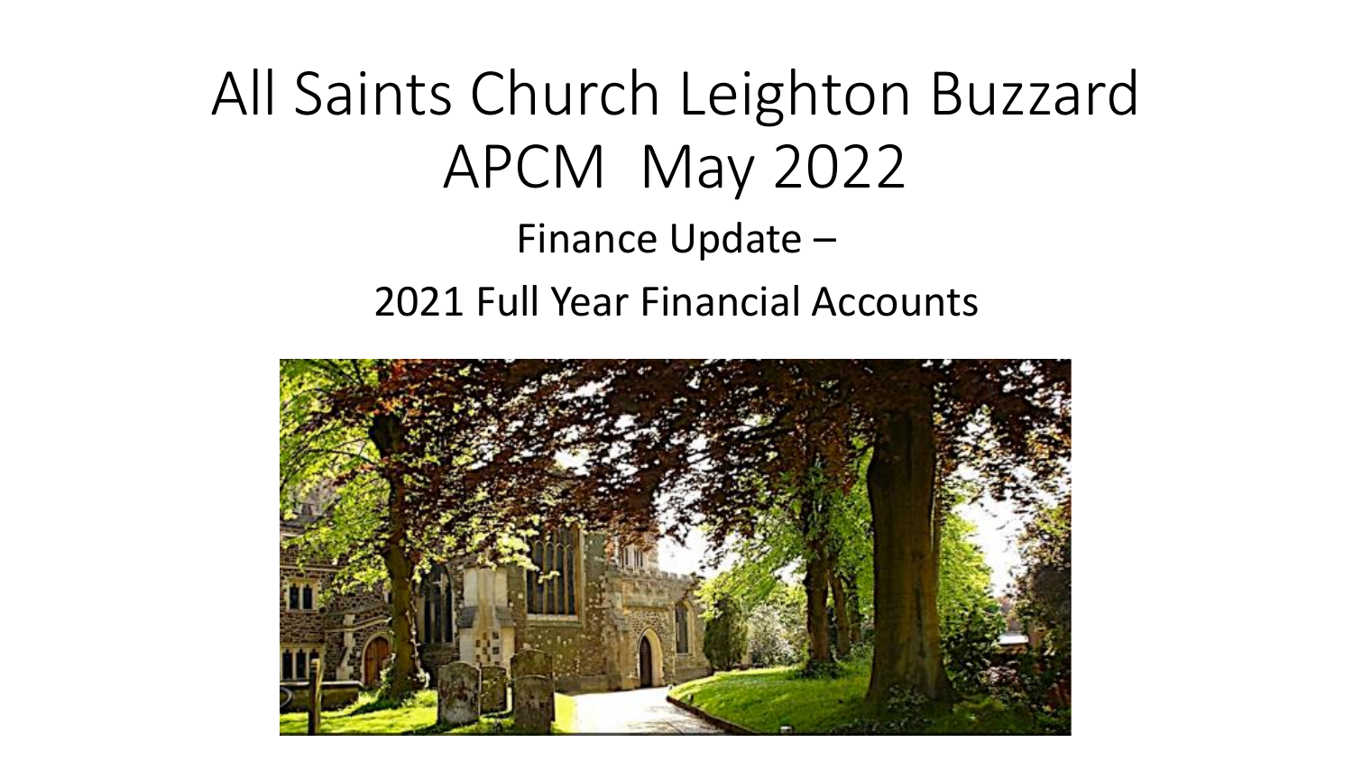# All Saints Church Leighton Buzzard APCM May 2022

## Finance Update –

## 2021 Full Year Financial Accounts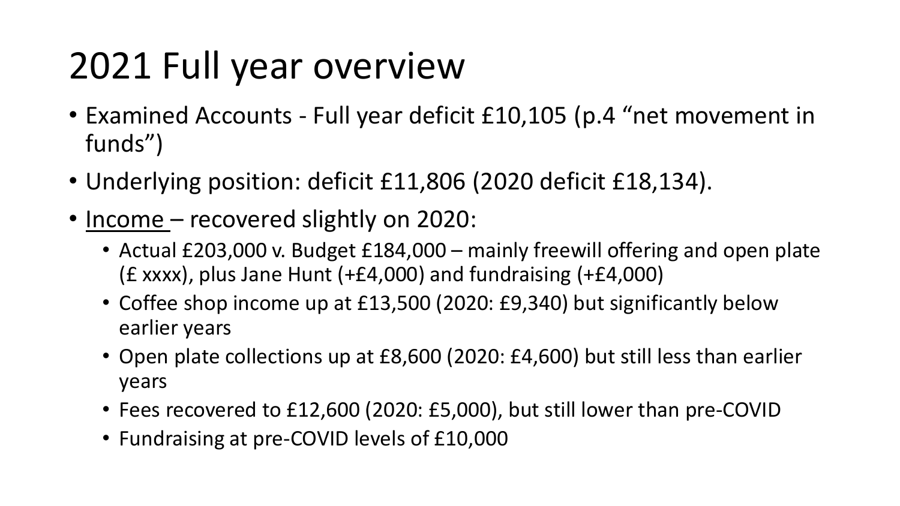# 2021 Full year overview

- Examined Accounts - Full year deficit £10,105 (p.4 "net movement in funds")
- Underlying position: deficit £11,806 (2020 deficit £18,134).
- <u>Income</u> – recovered slightly on 2020:
  - Actual £203,000 v. Budget £184,000 – mainly freewill offering and open plate (£ xxxx), plus Jane Hunt (+£4,000) and fundraising (+£4,000)
  - Coffee shop income up at £13,500 (2020: £9,340) but significantly below earlier years
  - Open plate collections up at £8,600 (2020: £4,600) but still less than earlier years
  - Fees recovered to £12,600 (2020: £5,000), but still lower than pre-COVID
  - Fundraising at pre-COVID levels of £10,000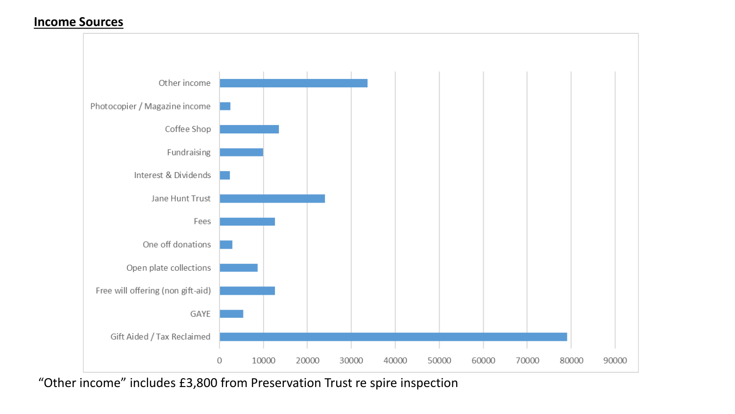**Income Sources**

- Other income
- Photocopier / Magazine income
- Coffee Shop
- Fundraising
- Interest & Dividends
- Jane Hunt Trust
- Fees
- One off donations
- Open plate collections
- Free will offering (non gift-aid)
- GAYE
- Gift Aided / Tax Reclaimed

0 10000 20000 30000 40000 50000 60000 70000 80000 90000

“Other income” includes £3,800 from Preservation Trust re spire inspection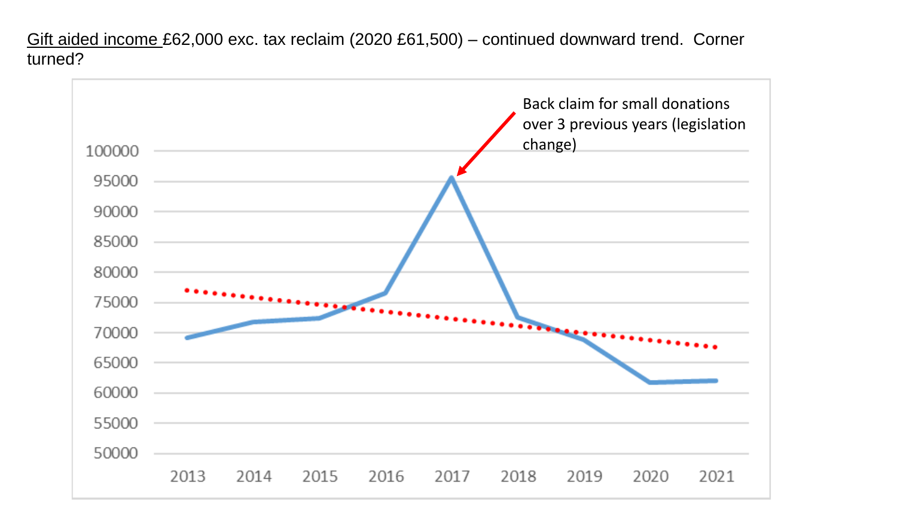<u>Gift aided income</u> £62,000 exc. tax reclaim (2020 £61,500) – continued downward trend. Corner turned?

Back claim for small donations over 3 previous years (legislation change)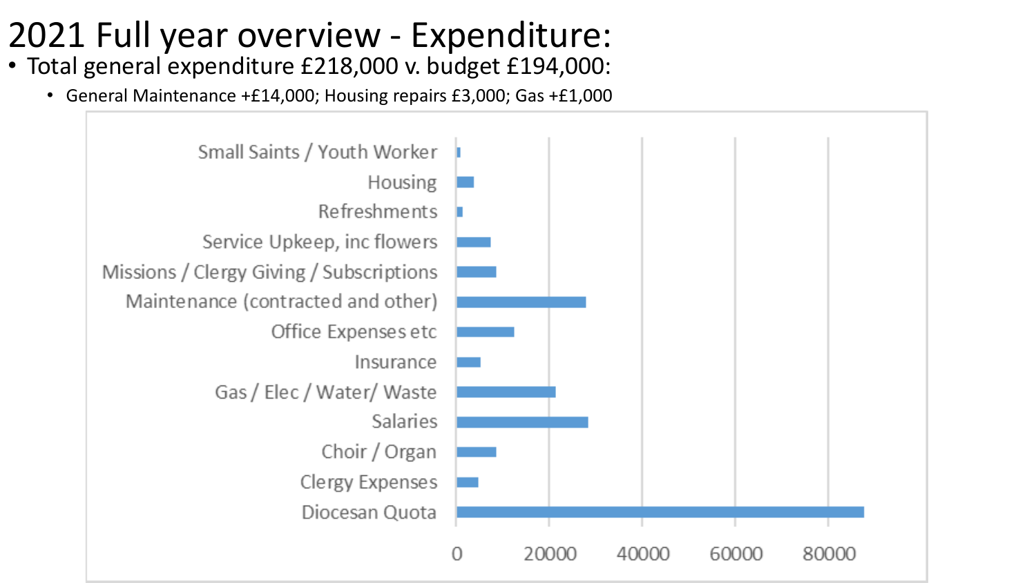# 2021 Full year overview - Expenditure:

- Total general expenditure £218,000 v. budget £194,000:
  - General Maintenance +£14,000; Housing repairs £3,000; Gas +£1,000

Small Saints / Youth Worker

Housing

Refreshments

Service Upkeep, inc flowers

Missions / Clergy Giving / Subscriptions

Maintenance (contracted and other)

Office Expenses etc

Insurance

Gas / Elec / Water/ Waste

Salaries

Choir / Organ

Clergy Expenses

Diocesan Quota

0 20000 40000 60000 80000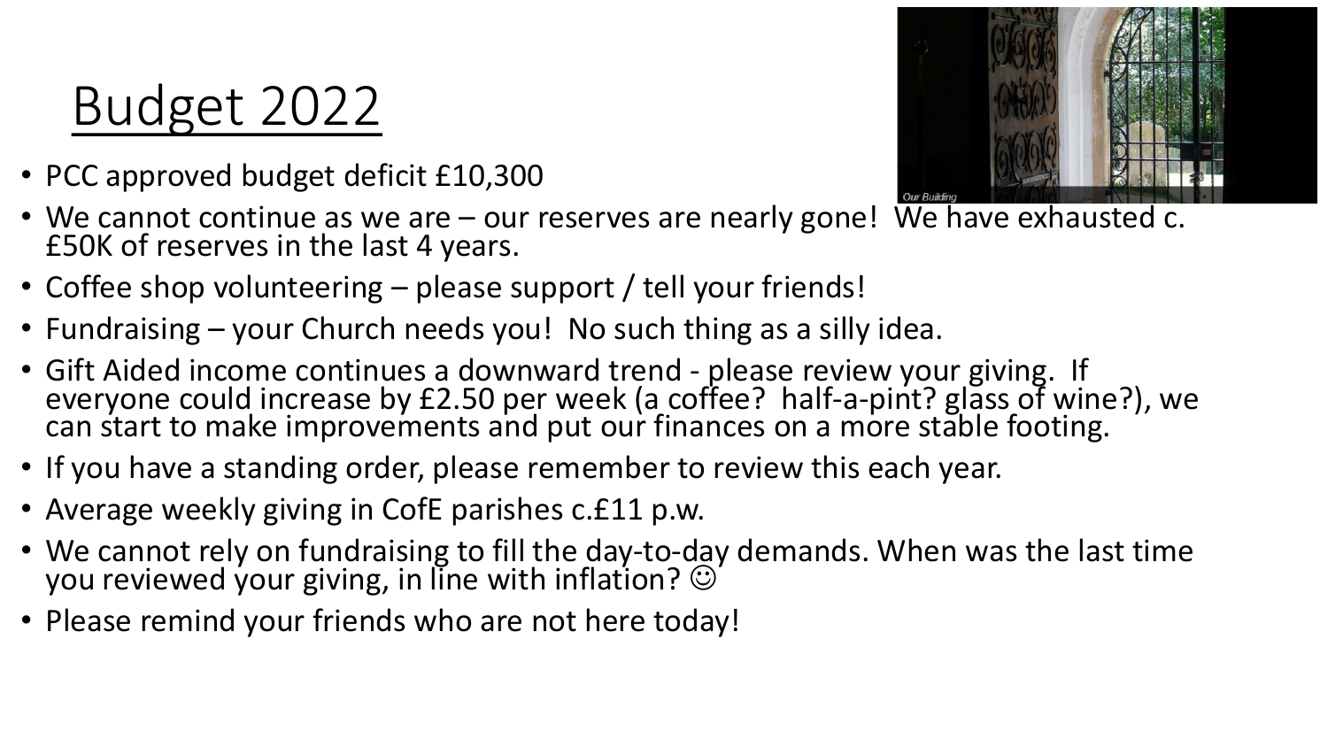# Budget 2022

- PCC approved budget deficit £10,300
- We cannot continue as we are – our reserves are nearly gone! We have exhausted c. £50K of reserves in the last 4 years.
- Coffee shop volunteering – please support / tell your friends!
- Fundraising – your Church needs you! No such thing as a silly idea.
- Gift Aided income continues a downward trend - please review your giving. If everyone could increase by £2.50 per week (a coffee? half-a-pint? glass of wine?), we can start to make improvements and put our finances on a more stable footing.
- If you have a standing order, please remember to review this each year.
- Average weekly giving in CofE parishes c.£11 p.w.
- We cannot rely on fundraising to fill the day-to-day demands. When was the last time you reviewed your giving, in line with inflation? ☺
- Please remind your friends who are not here today!